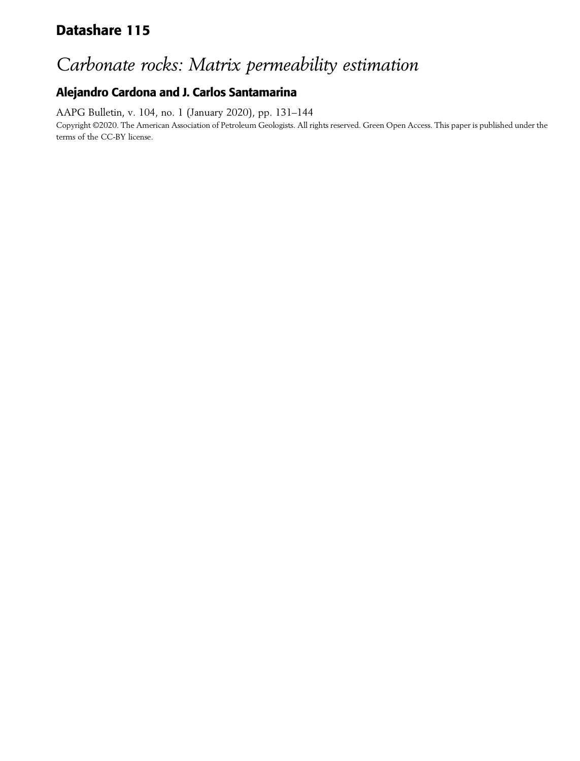# Datashare 115

## *Carbonate rocks: Matrix permeability estimation*

### Alejandro Cardona and J. Carlos Santamarina

AAPG Bulletin, v. 104, no. 1 (January 2020), pp. 131–144

Copyright ©2020. The American Association of Petroleum Geologists. All rights reserved. Green Open Access. This paper is published under the terms of the CC-BY license.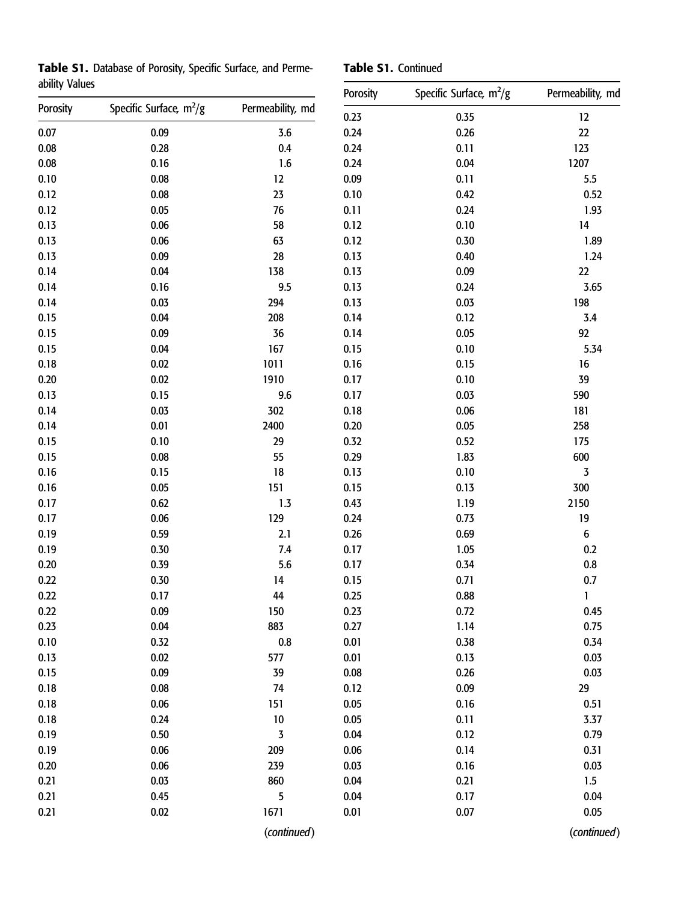**Table S1.** Database of Porosity, Specific Surface, and Permeability Values

| Porosity | Specific Surface, $m^2/g$ | Permeability, md |
|---|---|---|
| 0.07 | 0.09 | 3.6 |
| 0.08 | 0.28 | 0.4 |
| 0.08 | 0.16 | 1.6 |
| 0.10 | 0.08 | 12 |
| 0.12 | 0.08 | 23 |
| 0.12 | 0.05 | 76 |
| 0.13 | 0.06 | 58 |
| 0.13 | 0.06 | 63 |
| 0.13 | 0.09 | 28 |
| 0.14 | 0.04 | 138 |
| 0.14 | 0.16 | 9.5 |
| 0.14 | 0.03 | 294 |
| 0.15 | 0.04 | 208 |
| 0.15 | 0.09 | 36 |
| 0.15 | 0.04 | 167 |
| 0.18 | 0.02 | 1011 |
| 0.20 | 0.02 | 1910 |
| 0.13 | 0.15 | 9.6 |
| 0.14 | 0.03 | 302 |
| 0.14 | 0.01 | 2400 |
| 0.15 | 0.10 | 29 |
| 0.15 | 0.08 | 55 |
| 0.16 | 0.15 | 18 |
| 0.16 | 0.05 | 151 |
| 0.17 | 0.62 | 1.3 |
| 0.17 | 0.06 | 129 |
| 0.19 | 0.59 | 2.1 |
| 0.19 | 0.30 | 7.4 |
| 0.20 | 0.39 | 5.6 |
| 0.22 | 0.30 | 14 |
| 0.22 | 0.17 | 44 |
| 0.22 | 0.09 | 150 |
| 0.23 | 0.04 | 883 |
| 0.10 | 0.32 | 0.8 |
| 0.13 | 0.02 | 577 |
| 0.15 | 0.09 | 39 |
| 0.18 | 0.08 | 74 |
| 0.18 | 0.06 | 151 |
| 0.18 | 0.24 | 10 |
| 0.19 | 0.50 | 3 |
| 0.19 | 0.06 | 209 |
| 0.20 | 0.06 | 239 |
| 0.21 | 0.03 | 860 |
| 0.21 | 0.45 | 5 |
| 0.21 | 0.02 | 1671 |
| 0.23 | 0.35 | 12 |
| 0.24 | 0.26 | 22 |
| 0.24 | 0.11 | 123 |
| 0.24 | 0.04 | 1207 |
| 0.09 | 0.11 | 5.5 |
| 0.10 | 0.42 | 0.52 |
| 0.11 | 0.24 | 1.93 |
| 0.12 | 0.10 | 14 |
| 0.12 | 0.30 | 1.89 |
| 0.13 | 0.40 | 1.24 |
| 0.13 | 0.09 | 22 |
| 0.13 | 0.24 | 3.65 |
| 0.13 | 0.03 | 198 |
| 0.14 | 0.12 | 3.4 |
| 0.14 | 0.05 | 92 |
| 0.15 | 0.10 | 5.34 |
| 0.16 | 0.15 | 16 |
| 0.17 | 0.10 | 39 |
| 0.17 | 0.03 | 590 |
| 0.18 | 0.06 | 181 |
| 0.20 | 0.05 | 258 |
| 0.32 | 0.52 | 175 |
| 0.29 | 1.83 | 600 |
| 0.13 | 0.10 | 3 |
| 0.15 | 0.13 | 300 |
| 0.43 | 1.19 | 2150 |
| 0.24 | 0.73 | 19 |
| 0.26 | 0.69 | 6 |
| 0.17 | 1.05 | 0.2 |
| 0.17 | 0.34 | 0.8 |
| 0.15 | 0.71 | 0.7 |
| 0.25 | 0.88 | 1 |
| 0.23 | 0.72 | 0.45 |
| 0.27 | 1.14 | 0.75 |
| 0.01 | 0.38 | 0.34 |
| 0.01 | 0.13 | 0.03 |
| 0.08 | 0.26 | 0.03 |
| 0.12 | 0.09 | 29 |
| 0.05 | 0.16 | 0.51 |
| 0.05 | 0.11 | 3.37 |
| 0.04 | 0.12 | 0.79 |
| 0.06 | 0.14 | 0.31 |
| 0.03 | 0.16 | 0.03 |
| 0.04 | 0.21 | 1.5 |
| 0.04 | 0.17 | 0.04 |
| 0.01 | 0.07 | 0.05 |

(*continued*)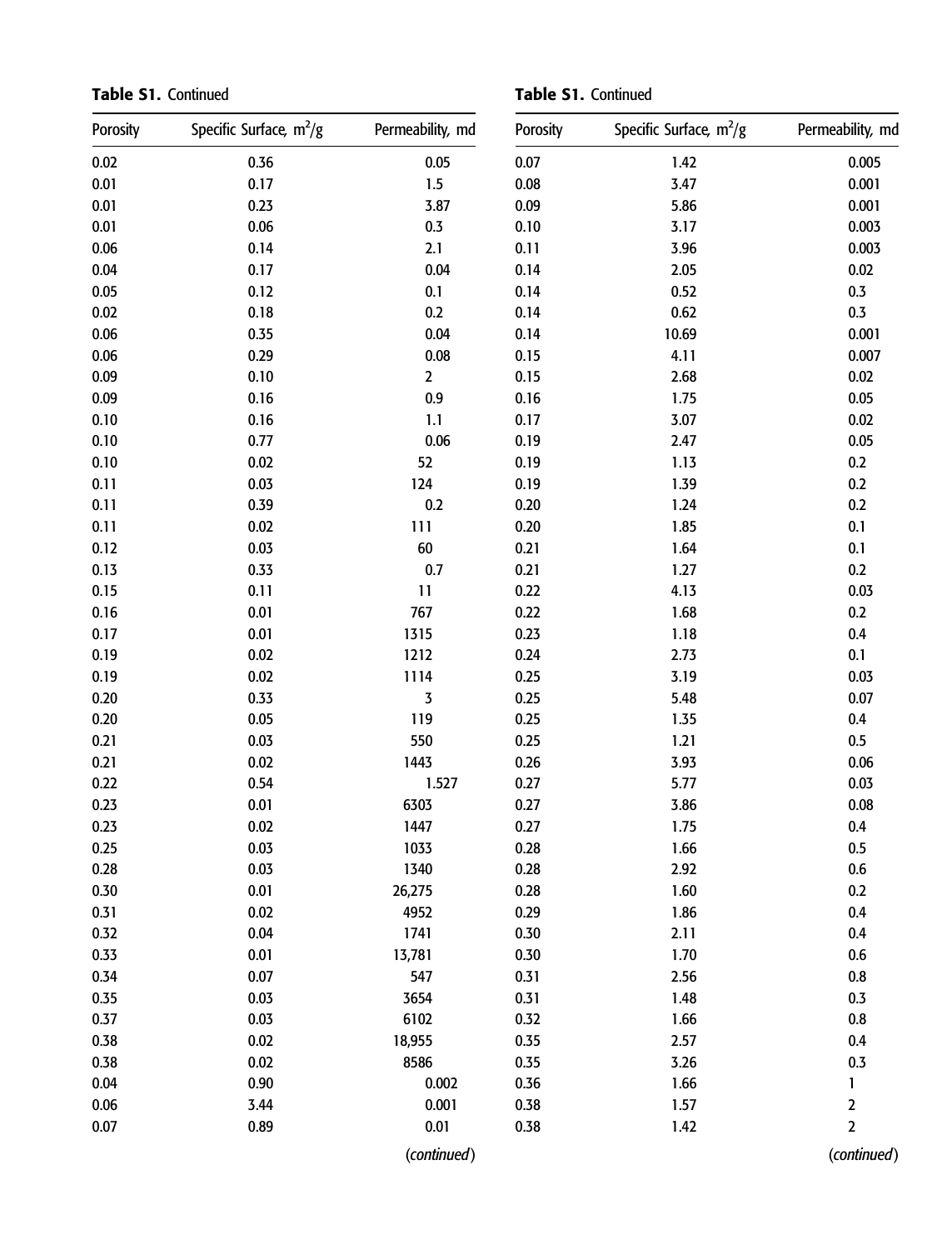**Table S1.** Continued

| Porosity | Specific Surface, m$^2$/g | Permeability, md |
|---|---|---|
| 0.02 | 0.36 | 0.05 |
| 0.01 | 0.17 | 1.5 |
| 0.01 | 0.23 | 3.87 |
| 0.01 | 0.06 | 0.3 |
| 0.06 | 0.14 | 2.1 |
| 0.04 | 0.17 | 0.04 |
| 0.05 | 0.12 | 0.1 |
| 0.02 | 0.18 | 0.2 |
| 0.06 | 0.35 | 0.04 |
| 0.06 | 0.29 | 0.08 |
| 0.09 | 0.10 | 2 |
| 0.09 | 0.16 | 0.9 |
| 0.10 | 0.16 | 1.1 |
| 0.10 | 0.77 | 0.06 |
| 0.10 | 0.02 | 52 |
| 0.11 | 0.03 | 124 |
| 0.11 | 0.39 | 0.2 |
| 0.11 | 0.02 | 111 |
| 0.12 | 0.03 | 60 |
| 0.13 | 0.33 | 0.7 |
| 0.15 | 0.11 | 11 |
| 0.16 | 0.01 | 767 |
| 0.17 | 0.01 | 1315 |
| 0.19 | 0.02 | 1212 |
| 0.19 | 0.02 | 1114 |
| 0.20 | 0.33 | 3 |
| 0.20 | 0.05 | 119 |
| 0.21 | 0.03 | 550 |
| 0.21 | 0.02 | 1443 |
| 0.22 | 0.54 | 1.527 |
| 0.23 | 0.01 | 6303 |
| 0.23 | 0.02 | 1447 |
| 0.25 | 0.03 | 1033 |
| 0.28 | 0.03 | 1340 |
| 0.30 | 0.01 | 26,275 |
| 0.31 | 0.02 | 4952 |
| 0.32 | 0.04 | 1741 |
| 0.33 | 0.01 | 13,781 |
| 0.34 | 0.07 | 547 |
| 0.35 | 0.03 | 3654 |
| 0.37 | 0.03 | 6102 |
| 0.38 | 0.02 | 18,955 |
| 0.38 | 0.02 | 8586 |
| 0.04 | 0.90 | 0.002 |
| 0.06 | 3.44 | 0.001 |
| 0.07 | 0.89 | 0.01 |

(*continued*)

**Table S1.** Continued

| Porosity | Specific Surface, m$^2$/g | Permeability, md |
|---|---|---|
| 0.07 | 1.42 | 0.005 |
| 0.08 | 3.47 | 0.001 |
| 0.09 | 5.86 | 0.001 |
| 0.10 | 3.17 | 0.003 |
| 0.11 | 3.96 | 0.003 |
| 0.14 | 2.05 | 0.02 |
| 0.14 | 0.52 | 0.3 |
| 0.14 | 0.62 | 0.3 |
| 0.14 | 10.69 | 0.001 |
| 0.15 | 4.11 | 0.007 |
| 0.15 | 2.68 | 0.02 |
| 0.16 | 1.75 | 0.05 |
| 0.17 | 3.07 | 0.02 |
| 0.19 | 2.47 | 0.05 |
| 0.19 | 1.13 | 0.2 |
| 0.19 | 1.39 | 0.2 |
| 0.20 | 1.24 | 0.2 |
| 0.20 | 1.85 | 0.1 |
| 0.21 | 1.64 | 0.1 |
| 0.21 | 1.27 | 0.2 |
| 0.22 | 4.13 | 0.03 |
| 0.22 | 1.68 | 0.2 |
| 0.23 | 1.18 | 0.4 |
| 0.24 | 2.73 | 0.1 |
| 0.25 | 3.19 | 0.03 |
| 0.25 | 5.48 | 0.07 |
| 0.25 | 1.35 | 0.4 |
| 0.25 | 1.21 | 0.5 |
| 0.26 | 3.93 | 0.06 |
| 0.27 | 5.77 | 0.03 |
| 0.27 | 3.86 | 0.08 |
| 0.27 | 1.75 | 0.4 |
| 0.28 | 1.66 | 0.5 |
| 0.28 | 2.92 | 0.6 |
| 0.28 | 1.60 | 0.2 |
| 0.29 | 1.86 | 0.4 |
| 0.30 | 2.11 | 0.4 |
| 0.30 | 1.70 | 0.6 |
| 0.31 | 2.56 | 0.8 |
| 0.31 | 1.48 | 0.3 |
| 0.32 | 1.66 | 0.8 |
| 0.35 | 2.57 | 0.4 |
| 0.35 | 3.26 | 0.3 |
| 0.36 | 1.66 | 1 |
| 0.38 | 1.57 | 2 |
| 0.38 | 1.42 | 2 |

(*continued*)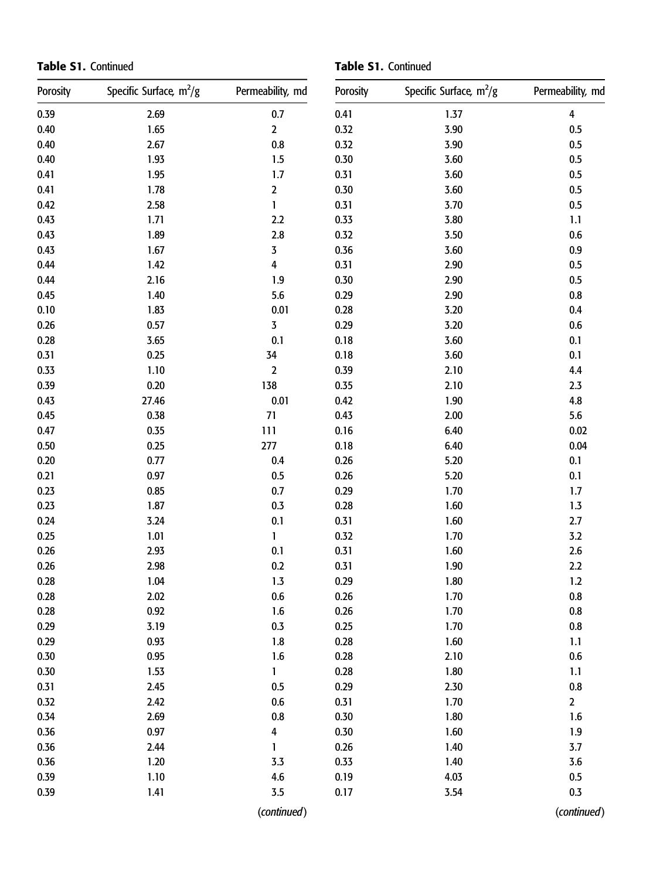**Table S1.** Continued

| Porosity | Specific Surface, $m^2/g$ | Permeability, md |
|---|---|---|
| 0.39 | 2.69 | 0.7 |
| 0.40 | 1.65 | 2 |
| 0.40 | 2.67 | 0.8 |
| 0.40 | 1.93 | 1.5 |
| 0.41 | 1.95 | 1.7 |
| 0.41 | 1.78 | 2 |
| 0.42 | 2.58 | 1 |
| 0.43 | 1.71 | 2.2 |
| 0.43 | 1.89 | 2.8 |
| 0.43 | 1.67 | 3 |
| 0.44 | 1.42 | 4 |
| 0.44 | 2.16 | 1.9 |
| 0.45 | 1.40 | 5.6 |
| 0.10 | 1.83 | 0.01 |
| 0.26 | 0.57 | 3 |
| 0.28 | 3.65 | 0.1 |
| 0.31 | 0.25 | 34 |
| 0.33 | 1.10 | 2 |
| 0.39 | 0.20 | 138 |
| 0.43 | 27.46 | 0.01 |
| 0.45 | 0.38 | 71 |
| 0.47 | 0.35 | 111 |
| 0.50 | 0.25 | 277 |
| 0.20 | 0.77 | 0.4 |
| 0.21 | 0.97 | 0.5 |
| 0.23 | 0.85 | 0.7 |
| 0.23 | 1.87 | 0.3 |
| 0.24 | 3.24 | 0.1 |
| 0.25 | 1.01 | 1 |
| 0.26 | 2.93 | 0.1 |
| 0.26 | 2.98 | 0.2 |
| 0.28 | 1.04 | 1.3 |
| 0.28 | 2.02 | 0.6 |
| 0.28 | 0.92 | 1.6 |
| 0.29 | 3.19 | 0.3 |
| 0.29 | 0.93 | 1.8 |
| 0.30 | 0.95 | 1.6 |
| 0.30 | 1.53 | 1 |
| 0.31 | 2.45 | 0.5 |
| 0.32 | 2.42 | 0.6 |
| 0.34 | 2.69 | 0.8 |
| 0.36 | 0.97 | 4 |
| 0.36 | 2.44 | 1 |
| 0.36 | 1.20 | 3.3 |
| 0.39 | 1.10 | 4.6 |
| 0.39 | 1.41 | 3.5 |

(*continued*)

**Table S1.** Continued

| Porosity | Specific Surface, $m^2/g$ | Permeability, md |
|---|---|---|
| 0.41 | 1.37 | 4 |
| 0.32 | 3.90 | 0.5 |
| 0.32 | 3.90 | 0.5 |
| 0.30 | 3.60 | 0.5 |
| 0.31 | 3.60 | 0.5 |
| 0.30 | 3.60 | 0.5 |
| 0.31 | 3.70 | 0.5 |
| 0.33 | 3.80 | 1.1 |
| 0.32 | 3.50 | 0.6 |
| 0.36 | 3.60 | 0.9 |
| 0.31 | 2.90 | 0.5 |
| 0.30 | 2.90 | 0.5 |
| 0.29 | 2.90 | 0.8 |
| 0.28 | 3.20 | 0.4 |
| 0.29 | 3.20 | 0.6 |
| 0.18 | 3.60 | 0.1 |
| 0.18 | 3.60 | 0.1 |
| 0.39 | 2.10 | 4.4 |
| 0.35 | 2.10 | 2.3 |
| 0.42 | 1.90 | 4.8 |
| 0.43 | 2.00 | 5.6 |
| 0.16 | 6.40 | 0.02 |
| 0.18 | 6.40 | 0.04 |
| 0.26 | 5.20 | 0.1 |
| 0.26 | 5.20 | 0.1 |
| 0.29 | 1.70 | 1.7 |
| 0.28 | 1.60 | 1.3 |
| 0.31 | 1.60 | 2.7 |
| 0.32 | 1.70 | 3.2 |
| 0.31 | 1.60 | 2.6 |
| 0.31 | 1.90 | 2.2 |
| 0.29 | 1.80 | 1.2 |
| 0.26 | 1.70 | 0.8 |
| 0.26 | 1.70 | 0.8 |
| 0.25 | 1.70 | 0.8 |
| 0.28 | 1.60 | 1.1 |
| 0.28 | 2.10 | 0.6 |
| 0.28 | 1.80 | 1.1 |
| 0.29 | 2.30 | 0.8 |
| 0.31 | 1.70 | 2 |
| 0.30 | 1.80 | 1.6 |
| 0.30 | 1.60 | 1.9 |
| 0.26 | 1.40 | 3.7 |
| 0.33 | 1.40 | 3.6 |
| 0.19 | 4.03 | 0.5 |
| 0.17 | 3.54 | 0.3 |

(*continued*)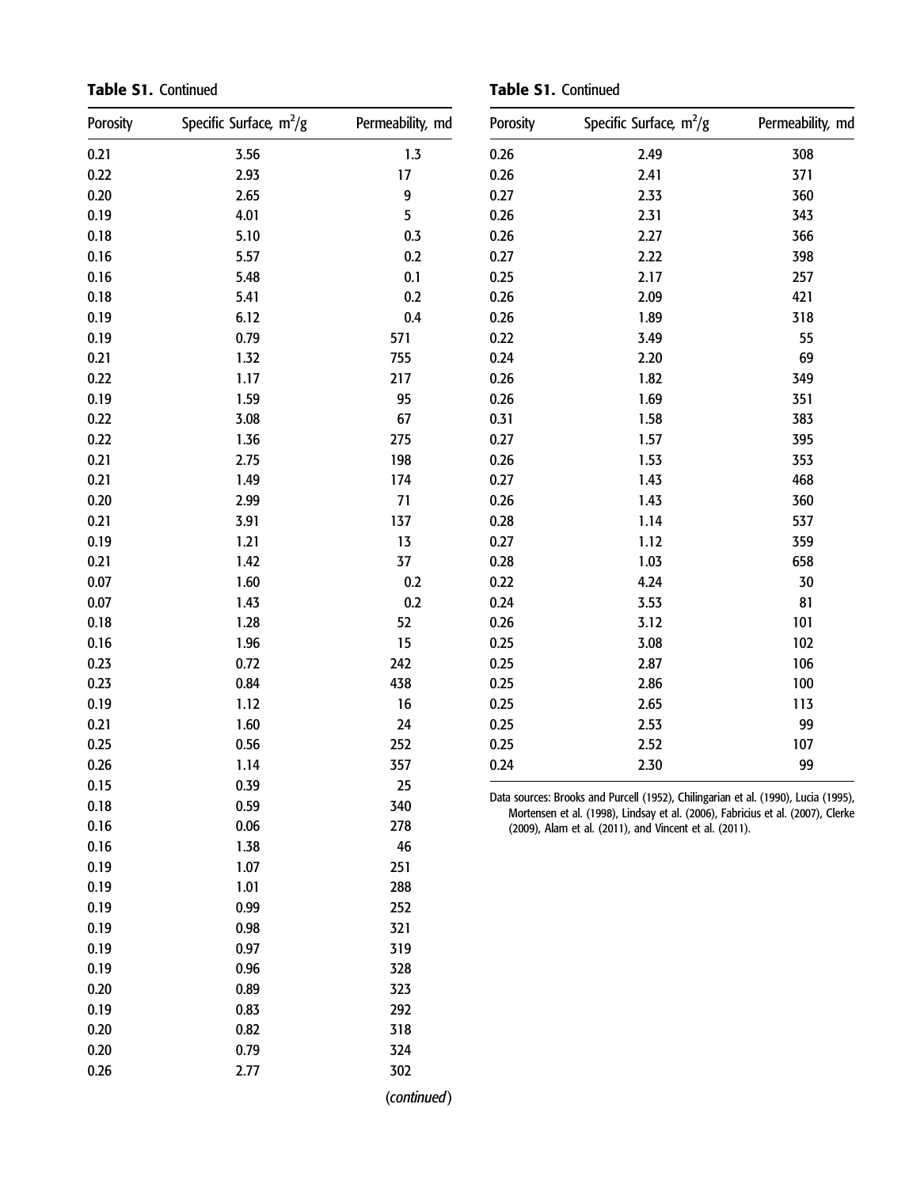**Table S1.** Continued

| Porosity | Specific Surface, $m^2/g$ | Permeability, md |
| --- | --- | --- |
| 0.21 | 3.56 | 1.3 |
| 0.22 | 2.93 | 17 |
| 0.20 | 2.65 | 9 |
| 0.19 | 4.01 | 5 |
| 0.18 | 5.10 | 0.3 |
| 0.16 | 5.57 | 0.2 |
| 0.16 | 5.48 | 0.1 |
| 0.18 | 5.41 | 0.2 |
| 0.19 | 6.12 | 0.4 |
| 0.19 | 0.79 | 571 |
| 0.21 | 1.32 | 755 |
| 0.22 | 1.17 | 217 |
| 0.19 | 1.59 | 95 |
| 0.22 | 3.08 | 67 |
| 0.22 | 1.36 | 275 |
| 0.21 | 2.75 | 198 |
| 0.21 | 1.49 | 174 |
| 0.20 | 2.99 | 71 |
| 0.21 | 3.91 | 137 |
| 0.19 | 1.21 | 13 |
| 0.21 | 1.42 | 37 |
| 0.07 | 1.60 | 0.2 |
| 0.07 | 1.43 | 0.2 |
| 0.18 | 1.28 | 52 |
| 0.16 | 1.96 | 15 |
| 0.23 | 0.72 | 242 |
| 0.23 | 0.84 | 438 |
| 0.19 | 1.12 | 16 |
| 0.21 | 1.60 | 24 |
| 0.25 | 0.56 | 252 |
| 0.26 | 1.14 | 357 |
| 0.15 | 0.39 | 25 |
| 0.18 | 0.59 | 340 |
| 0.16 | 0.06 | 278 |
| 0.16 | 1.38 | 46 |
| 0.19 | 1.07 | 251 |
| 0.19 | 1.01 | 288 |
| 0.19 | 0.99 | 252 |
| 0.19 | 0.98 | 321 |
| 0.19 | 0.97 | 319 |
| 0.19 | 0.96 | 328 |
| 0.20 | 0.89 | 323 |
| 0.19 | 0.83 | 292 |
| 0.20 | 0.82 | 318 |
| 0.20 | 0.79 | 324 |
| 0.26 | 2.77 | 302 |
| 0.26 | 2.49 | 308 |
| 0.26 | 2.41 | 371 |
| 0.27 | 2.33 | 360 |
| 0.26 | 2.31 | 343 |
| 0.26 | 2.27 | 366 |
| 0.27 | 2.22 | 398 |
| 0.25 | 2.17 | 257 |
| 0.26 | 2.09 | 421 |
| 0.26 | 1.89 | 318 |
| 0.22 | 3.49 | 55 |
| 0.24 | 2.20 | 69 |
| 0.26 | 1.82 | 349 |
| 0.26 | 1.69 | 351 |
| 0.31 | 1.58 | 383 |
| 0.27 | 1.57 | 395 |
| 0.26 | 1.53 | 353 |
| 0.27 | 1.43 | 468 |
| 0.26 | 1.43 | 360 |
| 0.28 | 1.14 | 537 |
| 0.27 | 1.12 | 359 |
| 0.28 | 1.03 | 658 |
| 0.22 | 4.24 | 30 |
| 0.24 | 3.53 | 81 |
| 0.26 | 3.12 | 101 |
| 0.25 | 3.08 | 102 |
| 0.25 | 2.87 | 106 |
| 0.25 | 2.86 | 100 |
| 0.25 | 2.65 | 113 |
| 0.25 | 2.53 | 99 |
| 0.25 | 2.52 | 107 |
| 0.24 | 2.30 | 99 |

Data sources: Brooks and Purcell (1952), Chilingarian et al. (1990), Lucia (1995), Mortensen et al. (1998), Lindsay et al. (2006), Fabricius et al. (2007), Clerke (2009), Alam et al. (2011), and Vincent et al. (2011).